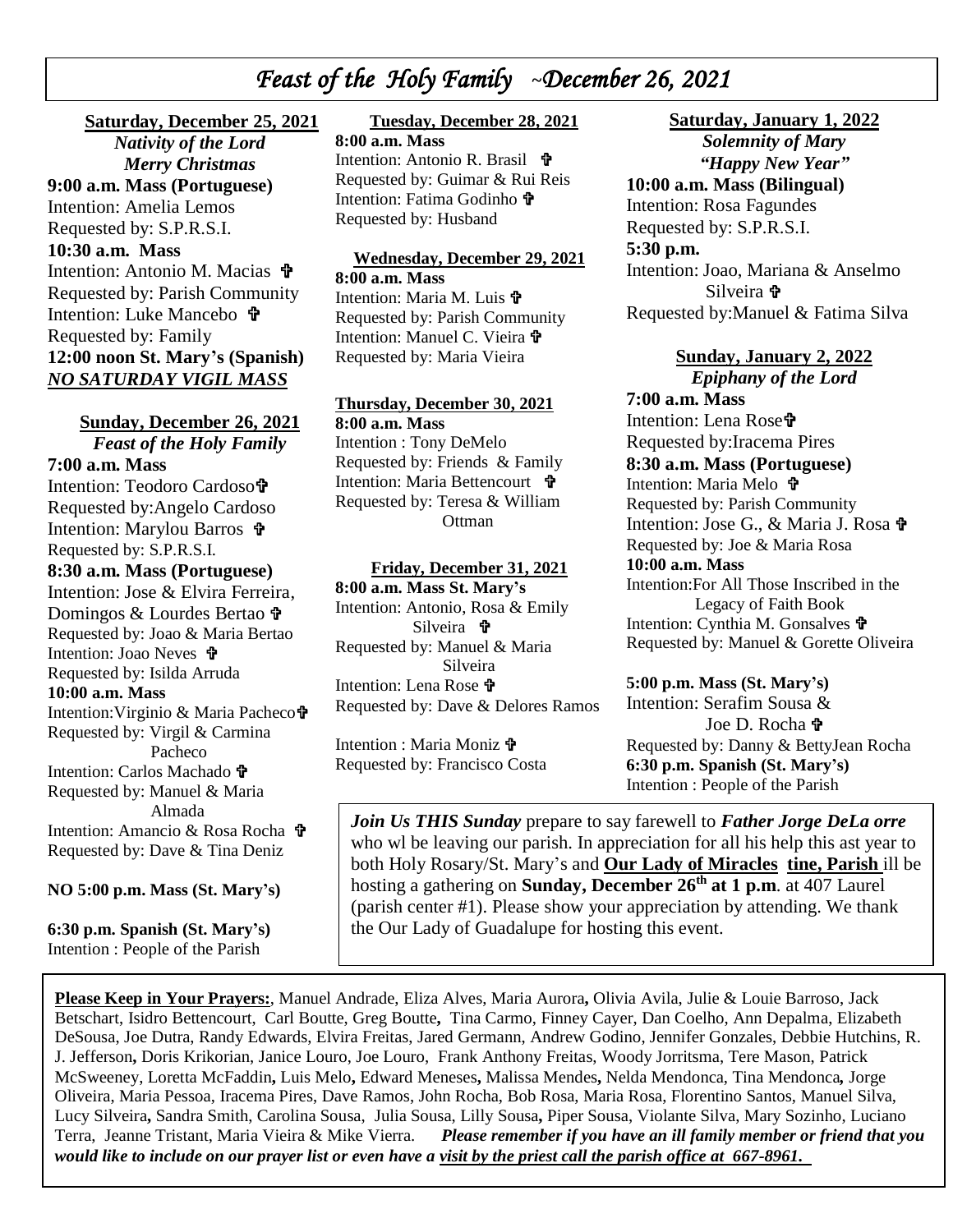# *Feast of the Holy Family ~December 26, 2021*

**Saturday, December 25, 2021**
***Nativity of the Lord***
***Merry Christmas***

**9:00 a.m. Mass (Portuguese)**
Intention: Amelia Lemos
Requested by: S.P.R.S.I.

**10:30 a.m. Mass**
Intention: Antonio M. Macias ✞
Requested by: Parish Community
Intention: Luke Mancebo ✞
Requested by: Family

**12:00 noon St. Mary's (Spanish)**
***NO SATURDAY VIGIL MASS***

**Sunday, December 26, 2021**
***Feast of the Holy Family***

**7:00 a.m. Mass**
Intention: Teodoro Cardoso✞
Requested by:Angelo Cardoso
Intention: Marylou Barros ✞
Requested by: S.P.R.S.I.

**8:30 a.m. Mass (Portuguese)**
Intention: Jose & Elvira Ferreira, Domingos & Lourdes Bertao ✞
Requested by: Joao & Maria Bertao
Intention: Joao Neves ✞
Requested by: Isilda Arruda

**10:00 a.m. Mass**
Intention:Virginio & Maria Pacheco✞
Requested by: Virgil & Carmina Pacheco
Intention: Carlos Machado ✞
Requested by: Manuel & Maria Almada
Intention: Amancio & Rosa Rocha ✞
Requested by: Dave & Tina Deniz

**NO 5:00 p.m. Mass (St. Mary's)**

**6:30 p.m. Spanish (St. Mary's)**
Intention : People of the Parish

**Tuesday, December 28, 2021**

**8:00 a.m. Mass**
Intention: Antonio R. Brasil ✞
Requested by: Guimar & Rui Reis
Intention: Fatima Godinho ✞
Requested by: Husband

**Wednesday, December 29, 2021**

**8:00 a.m. Mass**
Intention: Maria M. Luis ✞
Requested by: Parish Community
Intention: Manuel C. Vieira ✞
Requested by: Maria Vieira

**Thursday, December 30, 2021**

**8:00 a.m. Mass**
Intention : Tony DeMelo
Requested by: Friends & Family
Intention: Maria Bettencourt ✞
Requested by: Teresa & William Ottman

**Friday, December 31, 2021**

**8:00 a.m. Mass St. Mary's**
Intention: Antonio, Rosa & Emily Silveira ✞
Requested by: Manuel & Maria Silveira
Intention: Lena Rose ✞
Requested by: Dave & Delores Ramos

Intention : Maria Moniz ✞
Requested by: Francisco Costa

**Saturday, January 1, 2022**
***Solemnity of Mary***
***"Happy New Year"***

**10:00 a.m. Mass (Bilingual)**
Intention: Rosa Fagundes
Requested by: S.P.R.S.I.

**5:30 p.m.**
Intention: Joao, Mariana & Anselmo Silveira ✞
Requested by:Manuel & Fatima Silva

**Sunday, January 2, 2022**
***Epiphany of the Lord***

**7:00 a.m. Mass**
Intention: Lena Rose✞
Requested by:Iracema Pires

**8:30 a.m. Mass (Portuguese)**
Intention: Maria Melo ✞
Requested by: Parish Community
Intention: Jose G., & Maria J. Rosa ✞
Requested by: Joe & Maria Rosa

**10:00 a.m. Mass**
Intention:For All Those Inscribed in the Legacy of Faith Book
Intention: Cynthia M. Gonsalves ✞
Requested by: Manuel & Gorette Oliveira

**5:00 p.m. Mass (St. Mary's)**
Intention: Serafim Sousa & Joe D. Rocha ✞
Requested by: Danny & BettyJean Rocha

**6:30 p.m. Spanish (St. Mary's)**
Intention : People of the Parish

***Join Us THIS Sunday*** prepare to say farewell to ***Father Jorge DeLa orre*** who wl be leaving our parish. In appreciation for all his help this ast year to both Holy Rosary/St. Mary's and **Our Lady of Miracles tine, Parish** ill be hosting a gathering on **Sunday, December 26th at 1 p.m**. at 407 Laurel (parish center #1). Please show your appreciation by attending. We thank the Our Lady of Guadalupe for hosting this event.

**Please Keep in Your Prayers:**, Manuel Andrade, Eliza Alves, Maria Aurora, Olivia Avila, Julie & Louie Barroso, Jack Betschart, Isidro Bettencourt, Carl Boutte, Greg Boutte, Tina Carmo, Finney Cayer, Dan Coelho, Ann Depalma, Elizabeth DeSousa, Joe Dutra, Randy Edwards, Elvira Freitas, Jared Germann, Andrew Godino, Jennifer Gonzales, Debbie Hutchins, R. J. Jefferson, Doris Krikorian, Janice Louro, Joe Louro, Frank Anthony Freitas, Woody Jorritsma, Tere Mason, Patrick McSweeney, Loretta McFaddin, Luis Melo, Edward Meneses, Malissa Mendes, Nelda Mendonca, Tina Mendonca, Jorge Oliveira, Maria Pessoa, Iracema Pires, Dave Ramos, John Rocha, Bob Rosa, Maria Rosa, Florentino Santos, Manuel Silva, Lucy Silveira, Sandra Smith, Carolina Sousa, Julia Sousa, Lilly Sousa, Piper Sousa, Violante Silva, Mary Sozinho, Luciano Terra, Jeanne Tristant, Maria Vieira & Mike Vierra. ***Please remember if you have an ill family member or friend that you would like to include on our prayer list or even have a visit by the priest call the parish office at 667-8961.***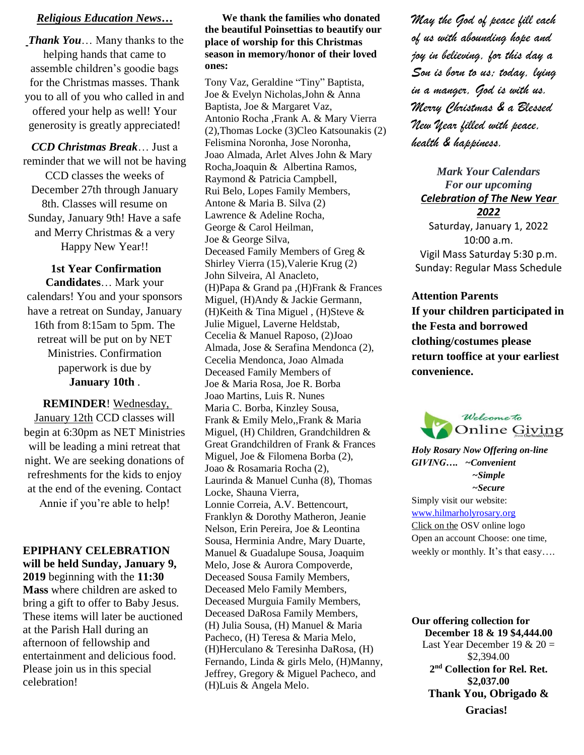## *Religious Education News…*

***Thank You***… Many thanks to the helping hands that came to assemble children's goodie bags for the Christmas masses. Thank you to all of you who called in and offered your help as well! Your generosity is greatly appreciated!

***CCD Christmas Break***… Just a reminder that we will not be having CCD classes the weeks of December 27th through January 8th. Classes will resume on Sunday, January 9th! Have a safe and Merry Christmas & a very Happy New Year!!

**1st Year Confirmation Candidates**… Mark your calendars! You and your sponsors have a retreat on Sunday, January 16th from 8:15am to 5pm. The retreat will be put on by NET Ministries. Confirmation paperwork is due by **January 10th** .

**REMINDER**! Wednesday, January 12th CCD classes will begin at 6:30pm as NET Ministries will be leading a mini retreat that night. We are seeking donations of refreshments for the kids to enjoy at the end of the evening. Contact Annie if you're able to help!

**EPIPHANY CELEBRATION will be held Sunday, January 9, 2019** beginning with the **11:30 Mass** where children are asked to bring a gift to offer to Baby Jesus. These items will later be auctioned at the Parish Hall during an afternoon of fellowship and entertainment and delicious food. Please join us in this special celebration!

**We thank the families who donated the beautiful Poinsettias to beautify our place of worship for this Christmas season in memory/honor of their loved ones:**

Tony Vaz, Geraldine "Tiny" Baptista, Joe & Evelyn Nicholas,John & Anna Baptista, Joe & Margaret Vaz, Antonio Rocha ,Frank A. & Mary Vierra (2),Thomas Locke (3)Cleo Katsounakis (2) Felismina Noronha, Jose Noronha, Joao Almada, Arlet Alves John & Mary Rocha,Joaquin & Albertina Ramos, Raymond & Patricia Campbell, Rui Belo, Lopes Family Members, Antone & Maria B. Silva (2) Lawrence & Adeline Rocha, George & Carol Heilman, Joe & George Silva, Deceased Family Members of Greg & Shirley Vierra (15),Valerie Krug (2) John Silveira, Al Anacleto, (H)Papa & Grand pa ,(H)Frank & Frances Miguel, (H)Andy & Jackie Germann, (H)Keith & Tina Miguel , (H)Steve & Julie Miguel, Laverne Heldstab, Cecelia & Manuel Raposo, (2)Joao Almada, Jose & Serafina Mendonca (2), Cecelia Mendonca, Joao Almada Deceased Family Members of Joe & Maria Rosa, Joe R. Borba Joao Martins, Luis R. Nunes Maria C. Borba, Kinzley Sousa, Frank & Emily Melo,,Frank & Maria Miguel, (H) Children, Grandchildren & Great Grandchildren of Frank & Frances Miguel, Joe & Filomena Borba (2), Joao & Rosamaria Rocha (2), Laurinda & Manuel Cunha (8), Thomas Locke, Shauna Vierra, Lonnie Correia, A.V. Bettencourt, Franklyn & Dorothy Matheron, Jeanie Nelson, Erin Pereira, Joe & Leontina Sousa, Herminia Andre, Mary Duarte, Manuel & Guadalupe Sousa, Joaquim Melo, Jose & Aurora Compoverde, Deceased Sousa Family Members, Deceased Melo Family Members, Deceased Murguia Family Members, Deceased DaRosa Family Members, (H) Julia Sousa, (H) Manuel & Maria Pacheco, (H) Teresa & Maria Melo, (H)Herculano & Teresinha DaRosa, (H) Fernando, Linda & girls Melo, (H)Manny, Jeffrey, Gregory & Miguel Pacheco, and (H)Luis & Angela Melo.

*May the God of peace fill each of us with abounding hope and joy in believing, for this day a Son is born to us; today, lying in a manger, God is with us. Merry Christmas & a Blessed New Year filled with peace, health & happiness.*

*Mark Your Calendars*
*For our upcoming*
***Celebration of The New Year 2022***
Saturday, January 1, 2022
10:00 a.m.
Vigil Mass Saturday 5:30 p.m.
Sunday: Regular Mass Schedule

**Attention Parents**
**If your children participated in the Festa and borrowed clothing/costumes please return tooffice at your earliest convenience.**

Welcome to Online Giving

***Holy Rosary Now Offering on-line GIVING…. ~Convenient***
***~Simple***
***~Secure***

Simply visit our website: www.hilmarholyrosary.org
Click on the OSV online logo
Open an account Choose: one time, weekly or monthly. It's that easy….

**Our offering collection for December 18 & 19 $4,444.00**
Last Year December 19 & 20 = $2,394.00
**2nd Collection for Rel. Ret. $2,037.00**
**Thank You, Obrigado & Gracias!**